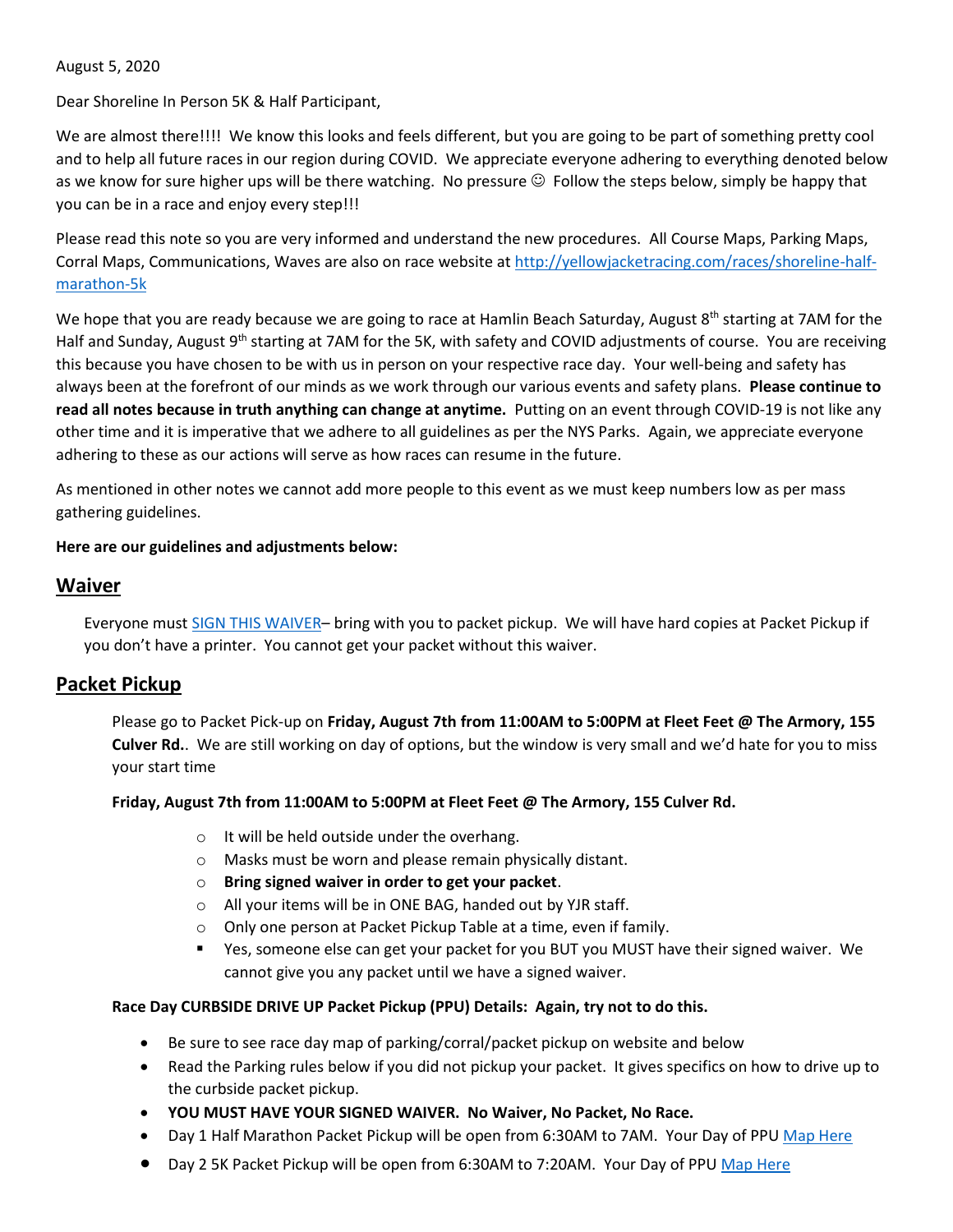August 5, 2020

Dear Shoreline In Person 5K & Half Participant,

We are almost there!!!! We know this looks and feels different, but you are going to be part of something pretty cool and to help all future races in our region during COVID. We appreciate everyone adhering to everything denoted below as we know for sure higher ups will be there watching. No pressure ☺ Follow the steps below, simply be happy that you can be in a race and enjoy every step!!!

Please read this note so you are very informed and understand the new procedures. All Course Maps, Parking Maps, Corral Maps, Communications, Waves are also on race website at [http://yellowjacketracing.com/races/shoreline-half-marathon-5k](http://yellowjacketracing.com/races/shoreline-half-marathon-5k)

We hope that you are ready because we are going to race at Hamlin Beach Saturday, August 8th starting at 7AM for the Half and Sunday, August 9th starting at 7AM for the 5K, with safety and COVID adjustments of course. You are receiving this because you have chosen to be with us in person on your respective race day. Your well-being and safety has always been at the forefront of our minds as we work through our various events and safety plans. **Please continue to read all notes because in truth anything can change at anytime.** Putting on an event through COVID-19 is not like any other time and it is imperative that we adhere to all guidelines as per the NYS Parks. Again, we appreciate everyone adhering to these as our actions will serve as how races can resume in the future.

As mentioned in other notes we cannot add more people to this event as we must keep numbers low as per mass gathering guidelines.

**Here are our guidelines and adjustments below:**

## Waiver

Everyone must [SIGN THIS WAIVER](#)– bring with you to packet pickup. We will have hard copies at Packet Pickup if you don't have a printer. You cannot get your packet without this waiver.

## Packet Pickup

Please go to Packet Pick-up on **Friday, August 7th from 11:00AM to 5:00PM at Fleet Feet @ The Armory, 155 Culver Rd.**. We are still working on day of options, but the window is very small and we'd hate for you to miss your start time

**Friday, August 7th from 11:00AM to 5:00PM at Fleet Feet @ The Armory, 155 Culver Rd.**

- It will be held outside under the overhang.
- Masks must be worn and please remain physically distant.
- **Bring signed waiver in order to get your packet**.
- All your items will be in ONE BAG, handed out by YJR staff.
- Only one person at Packet Pickup Table at a time, even if family.
  - Yes, someone else can get your packet for you BUT you MUST have their signed waiver. We cannot give you any packet until we have a signed waiver.

**Race Day CURBSIDE DRIVE UP Packet Pickup (PPU) Details: Again, try not to do this.**

- Be sure to see race day map of parking/corral/packet pickup on website and below
- Read the Parking rules below if you did not pickup your packet. It gives specifics on how to drive up to the curbside packet pickup.
- **YOU MUST HAVE YOUR SIGNED WAIVER. No Waiver, No Packet, No Race.**
- Day 1 Half Marathon Packet Pickup will be open from 6:30AM to 7AM. Your Day of PPU [Map Here](#)
- Day 2 5K Packet Pickup will be open from 6:30AM to 7:20AM. Your Day of PPU [Map Here](#)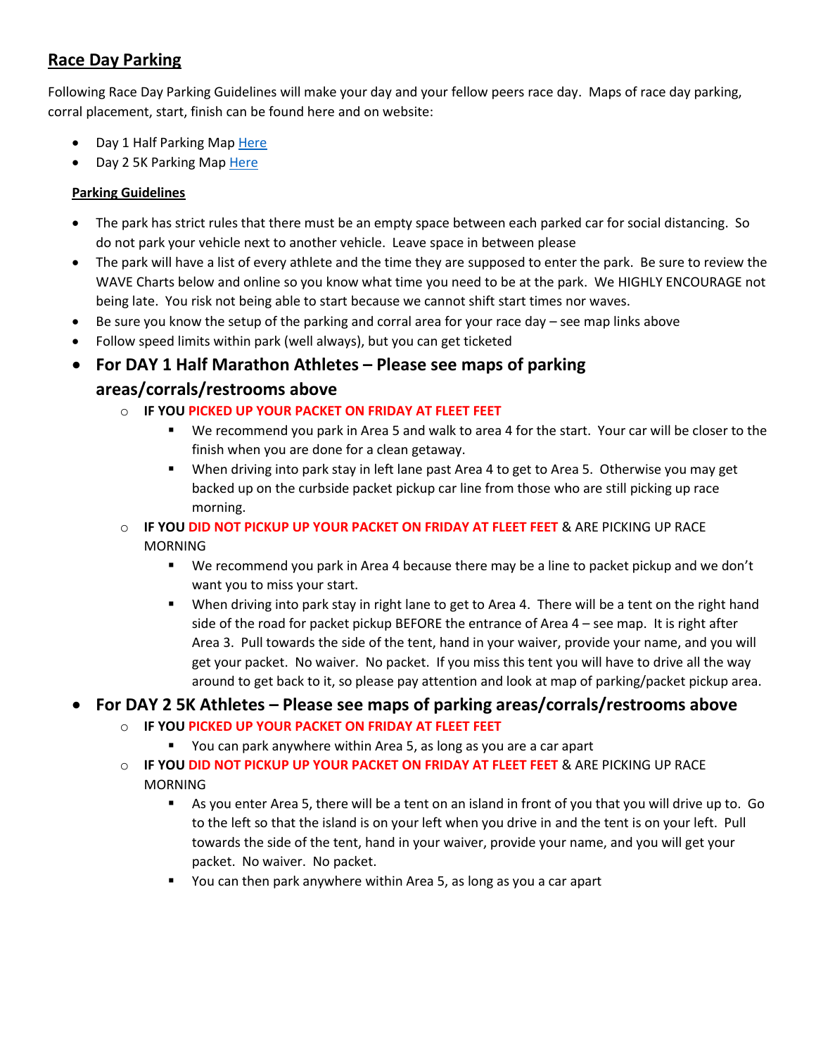## **Race Day Parking**

Following Race Day Parking Guidelines will make your day and your fellow peers race day. Maps of race day parking, corral placement, start, finish can be found here and on website:

- Day 1 Half Parking Map [Here]
- Day 2 5K Parking Map [Here]

**Parking Guidelines**

- The park has strict rules that there must be an empty space between each parked car for social distancing. So do not park your vehicle next to another vehicle. Leave space in between please
- The park will have a list of every athlete and the time they are supposed to enter the park. Be sure to review the WAVE Charts below and online so you know what time you need to be at the park. We HIGHLY ENCOURAGE not being late. You risk not being able to start because we cannot shift start times nor waves.
- Be sure you know the setup of the parking and corral area for your race day – see map links above
- Follow speed limits within park (well always), but you can get ticketed
- **For DAY 1 Half Marathon Athletes – Please see maps of parking areas/corrals/restrooms above**
  - **IF YOU PICKED UP YOUR PACKET ON FRIDAY AT FLEET FEET**
    - We recommend you park in Area 5 and walk to area 4 for the start. Your car will be closer to the finish when you are done for a clean getaway.
    - When driving into park stay in left lane past Area 4 to get to Area 5. Otherwise you may get backed up on the curbside packet pickup car line from those who are still picking up race morning.
  - **IF YOU DID NOT PICKUP UP YOUR PACKET ON FRIDAY AT FLEET FEET** & ARE PICKING UP RACE MORNING
    - We recommend you park in Area 4 because there may be a line to packet pickup and we don't want you to miss your start.
    - When driving into park stay in right lane to get to Area 4. There will be a tent on the right hand side of the road for packet pickup BEFORE the entrance of Area 4 – see map. It is right after Area 3. Pull towards the side of the tent, hand in your waiver, provide your name, and you will get your packet. No waiver. No packet. If you miss this tent you will have to drive all the way around to get back to it, so please pay attention and look at map of parking/packet pickup area.
- **For DAY 2 5K Athletes – Please see maps of parking areas/corrals/restrooms above**
  - **IF YOU PICKED UP YOUR PACKET ON FRIDAY AT FLEET FEET**
    - You can park anywhere within Area 5, as long as you are a car apart
  - **IF YOU DID NOT PICKUP UP YOUR PACKET ON FRIDAY AT FLEET FEET** & ARE PICKING UP RACE MORNING
    - As you enter Area 5, there will be a tent on an island in front of you that you will drive up to. Go to the left so that the island is on your left when you drive in and the tent is on your left. Pull towards the side of the tent, hand in your waiver, provide your name, and you will get your packet. No waiver. No packet.
    - You can then park anywhere within Area 5, as long as you a car apart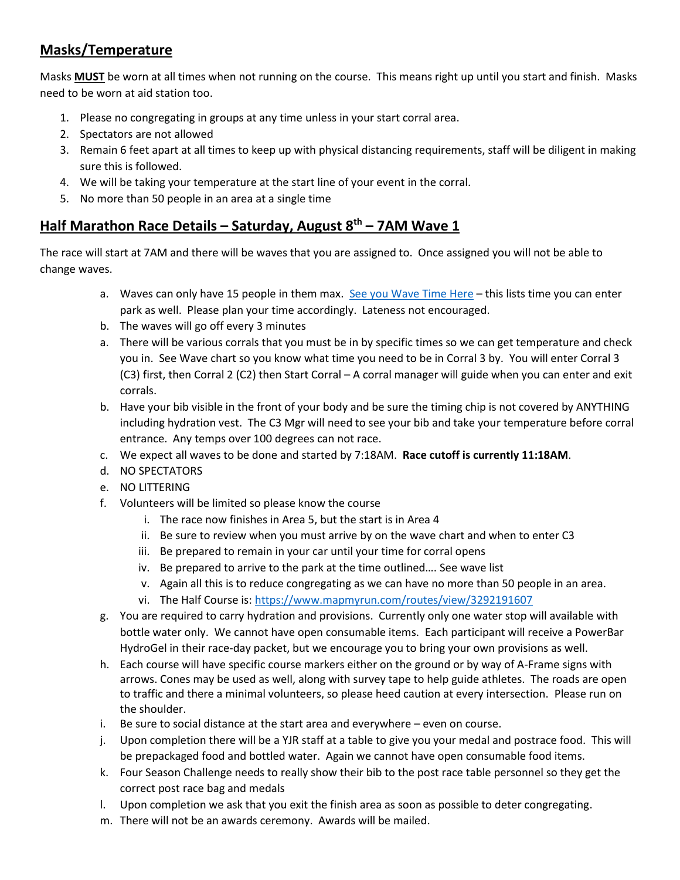## Masks/Temperature

Masks **MUST** be worn at all times when not running on the course. This means right up until you start and finish. Masks need to be worn at aid station too.

1. Please no congregating in groups at any time unless in your start corral area.
2. Spectators are not allowed
3. Remain 6 feet apart at all times to keep up with physical distancing requirements, staff will be diligent in making sure this is followed.
4. We will be taking your temperature at the start line of your event in the corral.
5. No more than 50 people in an area at a single time

## Half Marathon Race Details – Saturday, August 8th – 7AM Wave 1

The race will start at 7AM and there will be waves that you are assigned to. Once assigned you will not be able to change waves.

a. Waves can only have 15 people in them max. [See you Wave Time Here]() – this lists time you can enter park as well. Please plan your time accordingly. Lateness not encouraged.

b. The waves will go off every 3 minutes

a. There will be various corrals that you must be in by specific times so we can get temperature and check you in. See Wave chart so you know what time you need to be in Corral 3 by. You will enter Corral 3 (C3) first, then Corral 2 (C2) then Start Corral – A corral manager will guide when you can enter and exit corrals.

b. Have your bib visible in the front of your body and be sure the timing chip is not covered by ANYTHING including hydration vest. The C3 Mgr will need to see your bib and take your temperature before corral entrance. Any temps over 100 degrees can not race.

c. We expect all waves to be done and started by 7:18AM. **Race cutoff is currently 11:18AM**.

d. NO SPECTATORS

e. NO LITTERING

f. Volunteers will be limited so please know the course
   - i. The race now finishes in Area 5, but the start is in Area 4
   - ii. Be sure to review when you must arrive by on the wave chart and when to enter C3
   - iii. Be prepared to remain in your car until your time for corral opens
   - iv. Be prepared to arrive to the park at the time outlined…. See wave list
   - v. Again all this is to reduce congregating as we can have no more than 50 people in an area.
   - vi. The Half Course is: https://www.mapmyrun.com/routes/view/3292191607

g. You are required to carry hydration and provisions. Currently only one water stop will available with bottle water only. We cannot have open consumable items. Each participant will receive a PowerBar HydroGel in their race-day packet, but we encourage you to bring your own provisions as well.

h. Each course will have specific course markers either on the ground or by way of A-Frame signs with arrows. Cones may be used as well, along with survey tape to help guide athletes. The roads are open to traffic and there a minimal volunteers, so please heed caution at every intersection. Please run on the shoulder.

i. Be sure to social distance at the start area and everywhere – even on course.

j. Upon completion there will be a YJR staff at a table to give you your medal and postrace food. This will be prepackaged food and bottled water. Again we cannot have open consumable food items.

k. Four Season Challenge needs to really show their bib to the post race table personnel so they get the correct post race bag and medals

l. Upon completion we ask that you exit the finish area as soon as possible to deter congregating.

m. There will not be an awards ceremony. Awards will be mailed.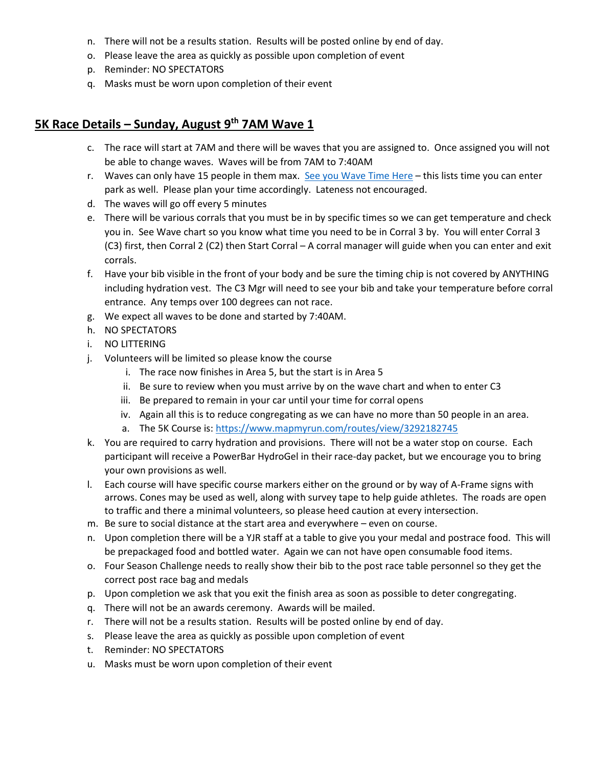n. There will not be a results station. Results will be posted online by end of day.
o. Please leave the area as quickly as possible upon completion of event
p. Reminder: NO SPECTATORS
q. Masks must be worn upon completion of their event

## 5K Race Details – Sunday, August 9th 7AM Wave 1

c. The race will start at 7AM and there will be waves that you are assigned to. Once assigned you will not be able to change waves. Waves will be from 7AM to 7:40AM
r. Waves can only have 15 people in them max. [See you Wave Time Here]() – this lists time you can enter park as well. Please plan your time accordingly. Lateness not encouraged.
d. The waves will go off every 5 minutes
e. There will be various corrals that you must be in by specific times so we can get temperature and check you in. See Wave chart so you know what time you need to be in Corral 3 by. You will enter Corral 3 (C3) first, then Corral 2 (C2) then Start Corral – A corral manager will guide when you can enter and exit corrals.
f. Have your bib visible in the front of your body and be sure the timing chip is not covered by ANYTHING including hydration vest. The C3 Mgr will need to see your bib and take your temperature before corral entrance. Any temps over 100 degrees can not race.
g. We expect all waves to be done and started by 7:40AM.
h. NO SPECTATORS
i. NO LITTERING
j. Volunteers will be limited so please know the course
    i. The race now finishes in Area 5, but the start is in Area 5
    ii. Be sure to review when you must arrive by on the wave chart and when to enter C3
    iii. Be prepared to remain in your car until your time for corral opens
    iv. Again all this is to reduce congregating as we can have no more than 50 people in an area.
    a. The 5K Course is: https://www.mapmyrun.com/routes/view/3292182745
k. You are required to carry hydration and provisions. There will not be a water stop on course. Each participant will receive a PowerBar HydroGel in their race-day packet, but we encourage you to bring your own provisions as well.
l. Each course will have specific course markers either on the ground or by way of A-Frame signs with arrows. Cones may be used as well, along with survey tape to help guide athletes. The roads are open to traffic and there a minimal volunteers, so please heed caution at every intersection.
m. Be sure to social distance at the start area and everywhere – even on course.
n. Upon completion there will be a YJR staff at a table to give you your medal and postrace food. This will be prepackaged food and bottled water. Again we can not have open consumable food items.
o. Four Season Challenge needs to really show their bib to the post race table personnel so they get the correct post race bag and medals
p. Upon completion we ask that you exit the finish area as soon as possible to deter congregating.
q. There will not be an awards ceremony. Awards will be mailed.
r. There will not be a results station. Results will be posted online by end of day.
s. Please leave the area as quickly as possible upon completion of event
t. Reminder: NO SPECTATORS
u. Masks must be worn upon completion of their event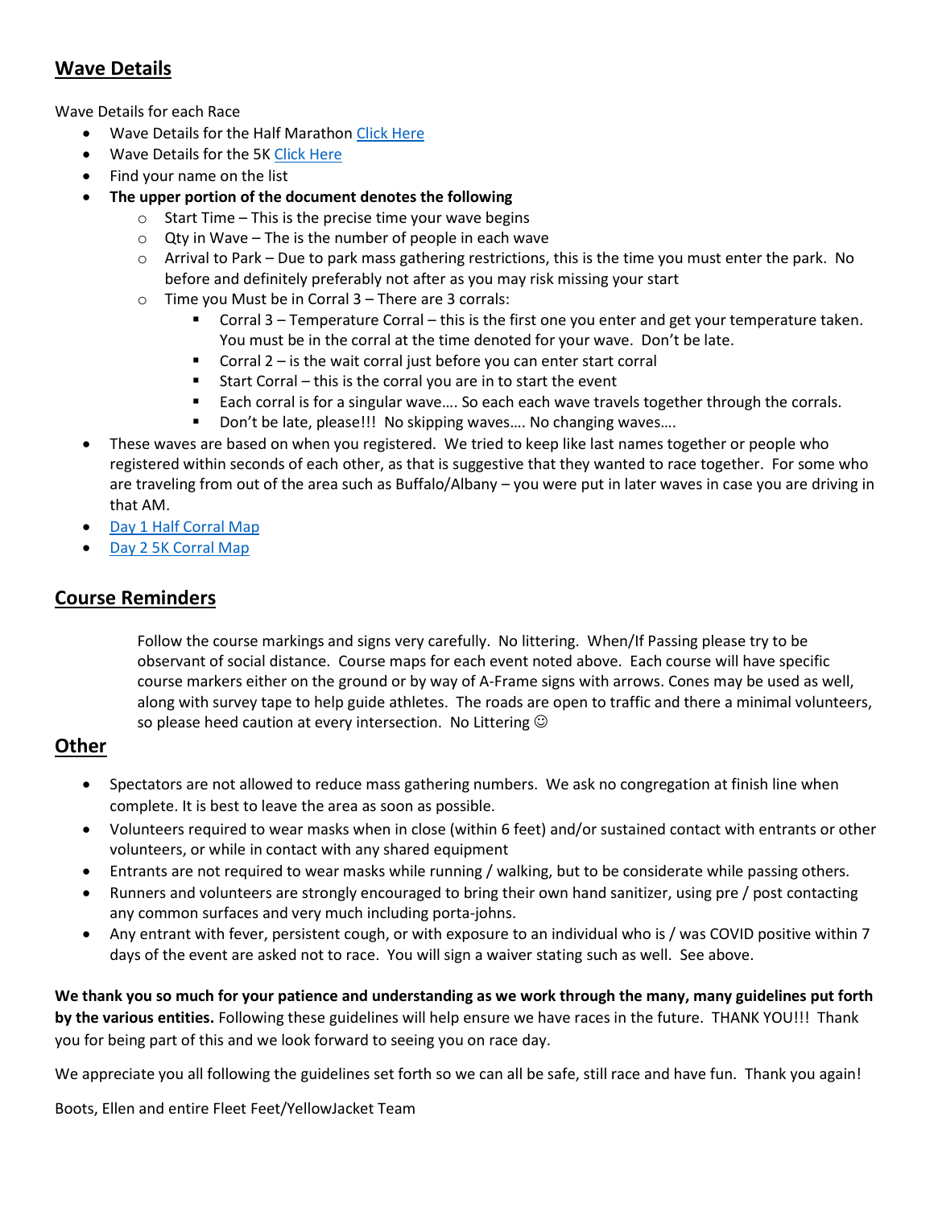## Wave Details

Wave Details for each Race

- Wave Details for the Half Marathon Click Here
- Wave Details for the 5K Click Here
- Find your name on the list
- **The upper portion of the document denotes the following**
  - Start Time – This is the precise time your wave begins
  - Qty in Wave – The is the number of people in each wave
  - Arrival to Park – Due to park mass gathering restrictions, this is the time you must enter the park. No before and definitely preferably not after as you may risk missing your start
  - Time you Must be in Corral 3 – There are 3 corrals:
    - Corral 3 – Temperature Corral – this is the first one you enter and get your temperature taken. You must be in the corral at the time denoted for your wave. Don't be late.
    - Corral 2 – is the wait corral just before you can enter start corral
    - Start Corral – this is the corral you are in to start the event
    - Each corral is for a singular wave…. So each each wave travels together through the corrals.
    - Don't be late, please!!! No skipping waves…. No changing waves….
- These waves are based on when you registered. We tried to keep like last names together or people who registered within seconds of each other, as that is suggestive that they wanted to race together. For some who are traveling from out of the area such as Buffalo/Albany – you were put in later waves in case you are driving in that AM.
- Day 1 Half Corral Map
- Day 2 5K Corral Map

## Course Reminders

Follow the course markings and signs very carefully. No littering. When/If Passing please try to be observant of social distance. Course maps for each event noted above. Each course will have specific course markers either on the ground or by way of A-Frame signs with arrows. Cones may be used as well, along with survey tape to help guide athletes. The roads are open to traffic and there a minimal volunteers, so please heed caution at every intersection. No Littering ☺

## Other

- Spectators are not allowed to reduce mass gathering numbers. We ask no congregation at finish line when complete. It is best to leave the area as soon as possible.
- Volunteers required to wear masks when in close (within 6 feet) and/or sustained contact with entrants or other volunteers, or while in contact with any shared equipment
- Entrants are not required to wear masks while running / walking, but to be considerate while passing others.
- Runners and volunteers are strongly encouraged to bring their own hand sanitizer, using pre / post contacting any common surfaces and very much including porta-johns.
- Any entrant with fever, persistent cough, or with exposure to an individual who is / was COVID positive within 7 days of the event are asked not to race. You will sign a waiver stating such as well. See above.

**We thank you so much for your patience and understanding as we work through the many, many guidelines put forth by the various entities.** Following these guidelines will help ensure we have races in the future. THANK YOU!!! Thank you for being part of this and we look forward to seeing you on race day.

We appreciate you all following the guidelines set forth so we can all be safe, still race and have fun. Thank you again!

Boots, Ellen and entire Fleet Feet/YellowJacket Team